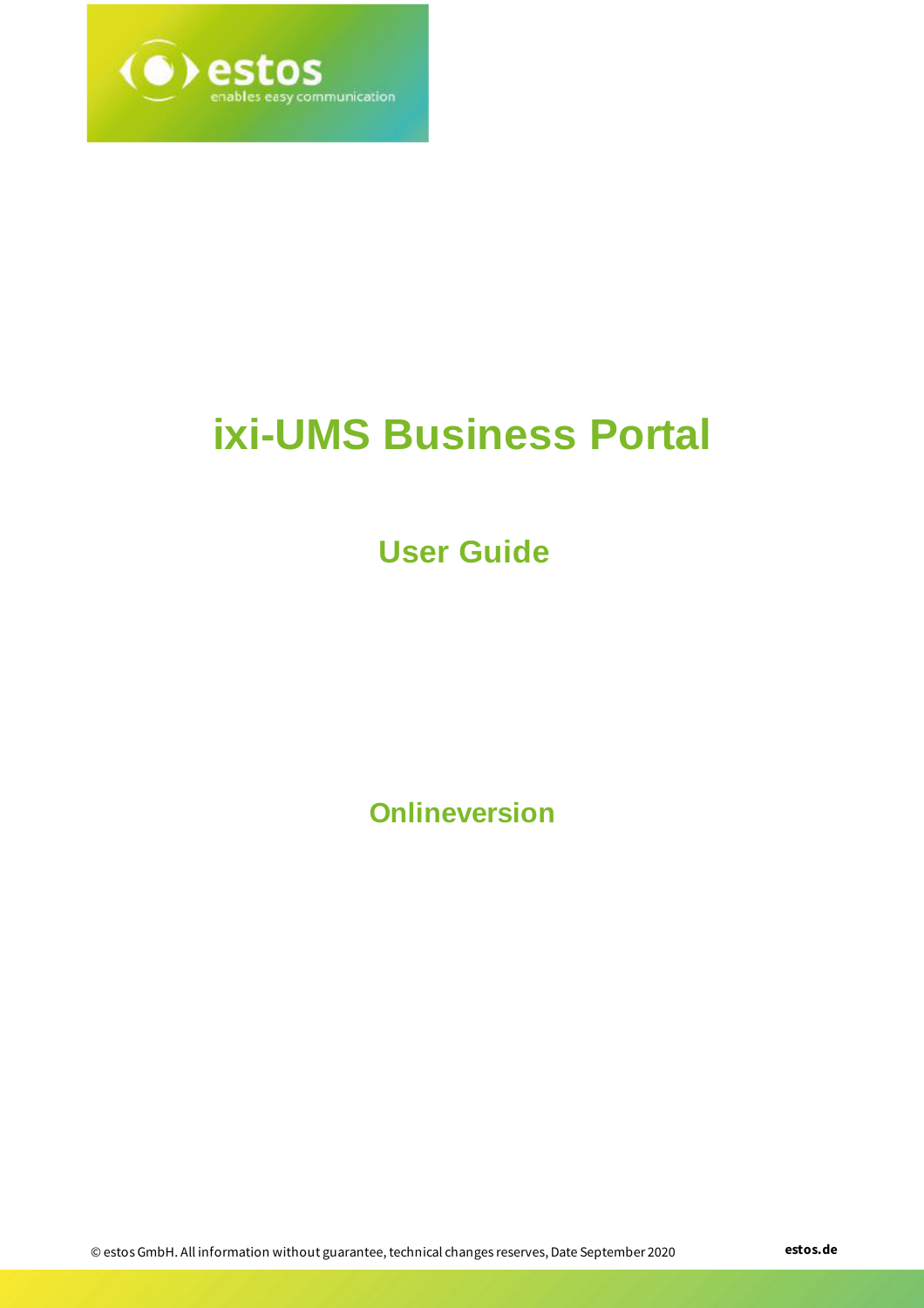# ixi-UMS Business Portal

## User Guide

### Onlineversion

© estos GmbH. All information without guarantee, technical changes reserves, Date September 2020

estos.de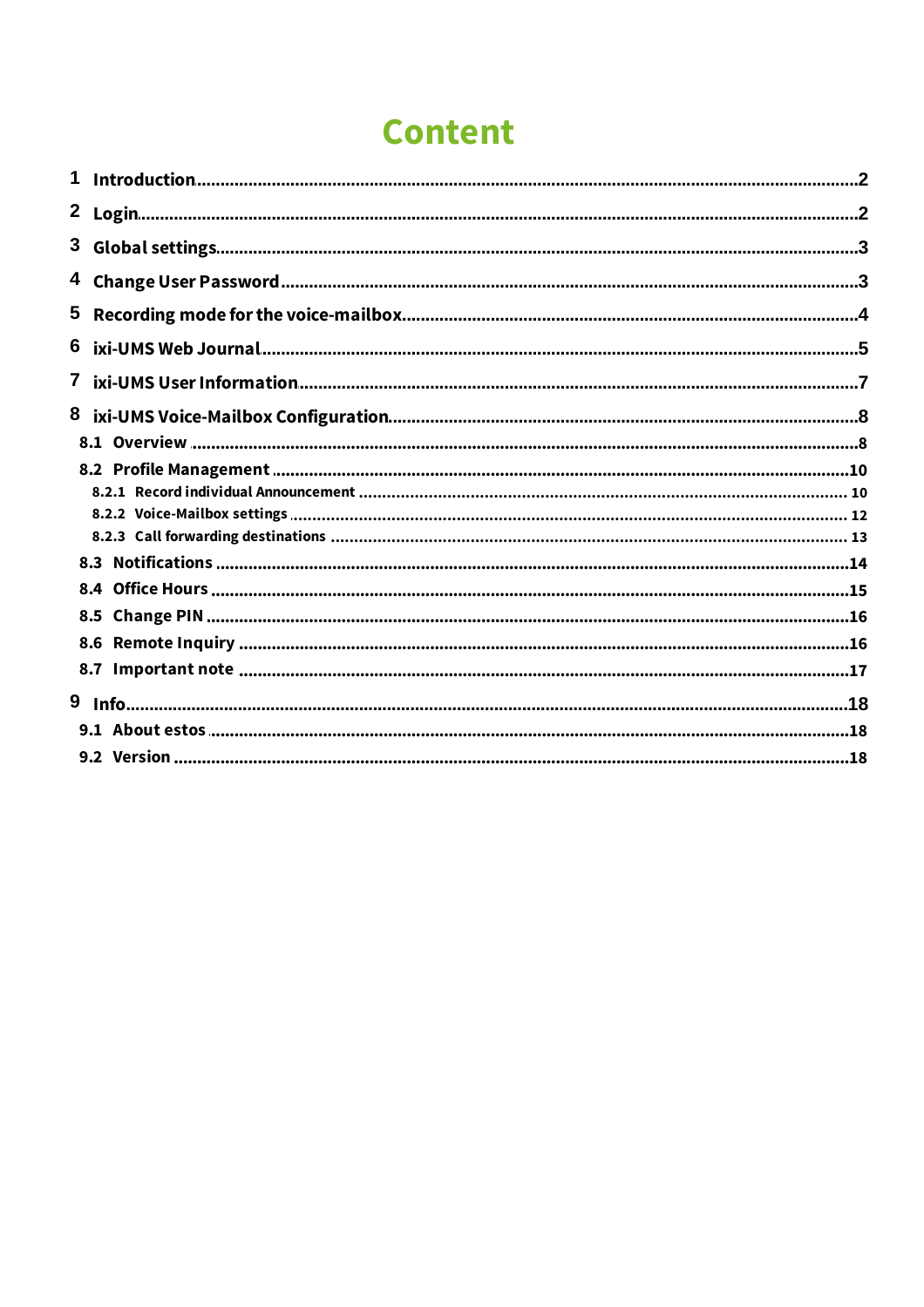# Content

1 Introduction ........ 2
2 Login ........ 2
3 Global settings ........ 3
4 Change User Password ........ 3
5 Recording mode for the voice-mailbox ........ 4
6 ixi-UMS Web Journal ........ 5
7 ixi-UMS User Information ........ 7
8 ixi-UMS Voice-Mailbox Configuration ........ 8
- 8.1 Overview ........ 8
- 8.2 Profile Management ........ 10
  - 8.2.1 Record individual Announcement ........ 10
  - 8.2.2 Voice-Mailbox settings ........ 12
  - 8.2.3 Call forwarding destinations ........ 13
- 8.3 Notifications ........ 14
- 8.4 Office Hours ........ 15
- 8.5 Change PIN ........ 16
- 8.6 Remote Inquiry ........ 16
- 8.7 Important note ........ 17

9 Info ........ 18
- 9.1 About estos ........ 18
- 9.2 Version ........ 18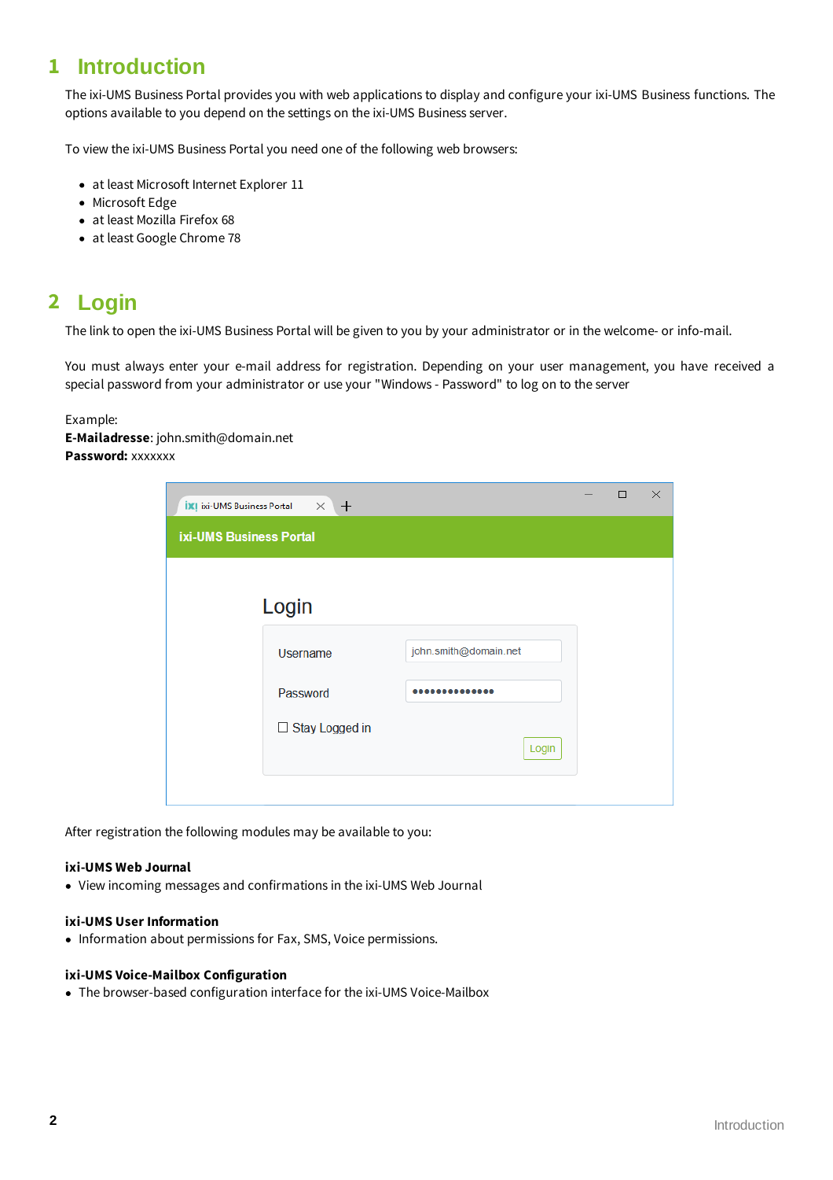# 1 Introduction

The ixi-UMS Business Portal provides you with web applications to display and configure your ixi-UMS Business functions. The options available to you depend on the settings on the ixi-UMS Business server.

To view the ixi-UMS Business Portal you need one of the following web browsers:

- at least Microsoft Internet Explorer 11
- Microsoft Edge
- at least Mozilla Firefox 68
- at least Google Chrome 78

# 2 Login

The link to open the ixi-UMS Business Portal will be given to you by your administrator or in the welcome- or info-mail.

You must always enter your e-mail address for registration. Depending on your user management, you have received a special password from your administrator or use your "Windows - Password" to log on to the server

Example:
**E-Mailadresse**: john.smith@domain.net
**Password:** xxxxxxx

After registration the following modules may be available to you:

**ixi-UMS Web Journal**

- View incoming messages and confirmations in the ixi-UMS Web Journal

**ixi-UMS User Information**

- Information about permissions for Fax, SMS, Voice permissions.

**ixi-UMS Voice-Mailbox Configuration**

- The browser-based configuration interface for the ixi-UMS Voice-Mailbox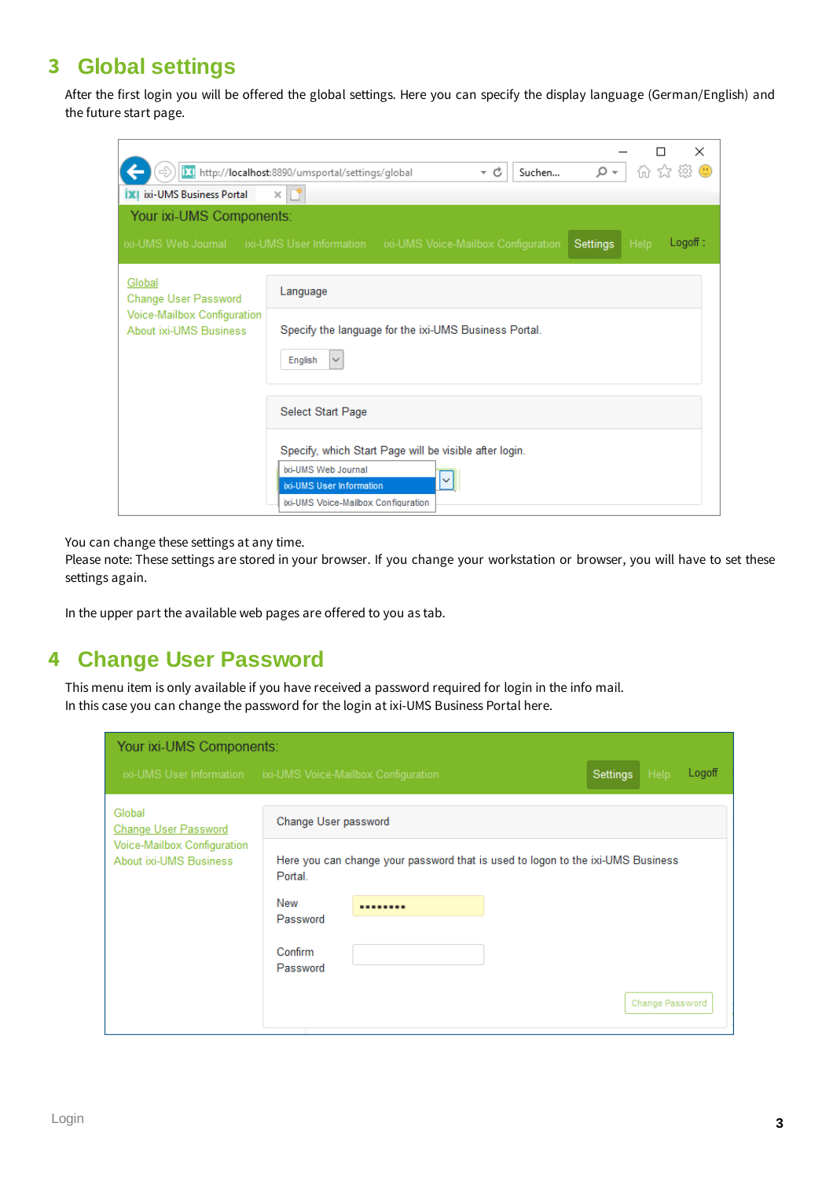# 3 Global settings

After the first login you will be offered the global settings. Here you can specify the display language (German/English) and the future start page.

You can change these settings at any time.
Please note: These settings are stored in your browser. If you change your workstation or browser, you will have to set these settings again.

In the upper part the available web pages are offered to you as tab.

# 4 Change User Password

This menu item is only available if you have received a password required for login in the info mail.
In this case you can change the password for the login at ixi-UMS Business Portal here.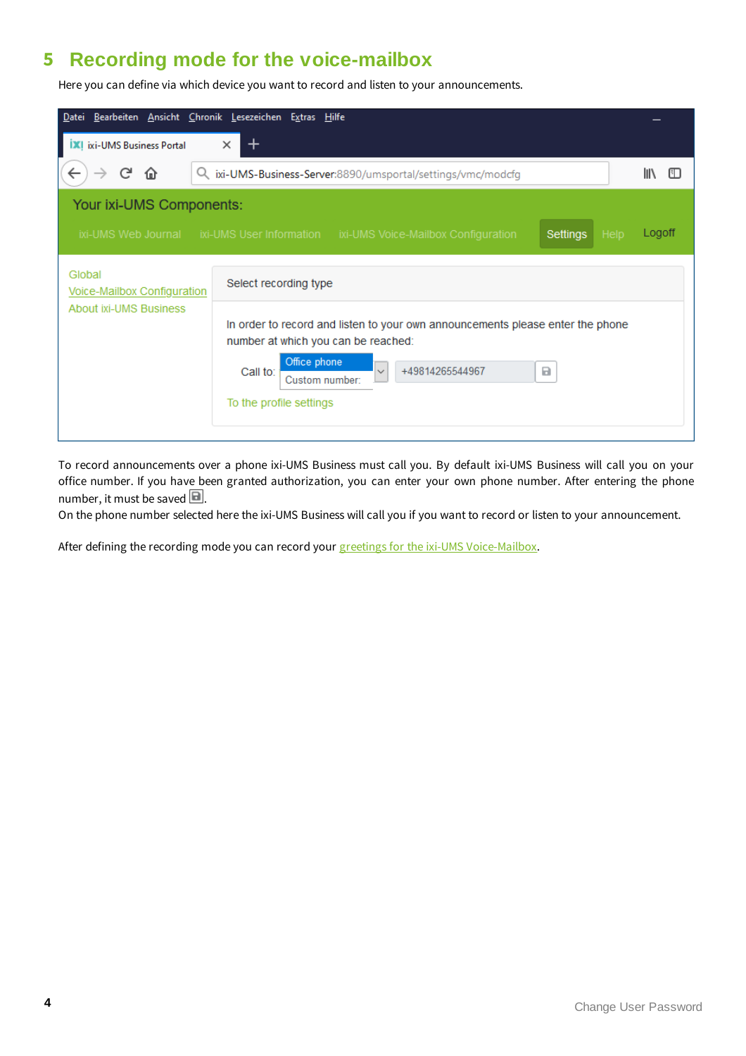# 5 Recording mode for the voice-mailbox

Here you can define via which device you want to record and listen to your announcements.

To record announcements over a phone ixi-UMS Business must call you. By default ixi-UMS Business will call you on your office number. If you have been granted authorization, you can enter your own phone number. After entering the phone number, it must be saved.

On the phone number selected here the ixi-UMS Business will call you if you want to record or listen to your announcement.

After defining the recording mode you can record your greetings for the ixi-UMS Voice-Mailbox.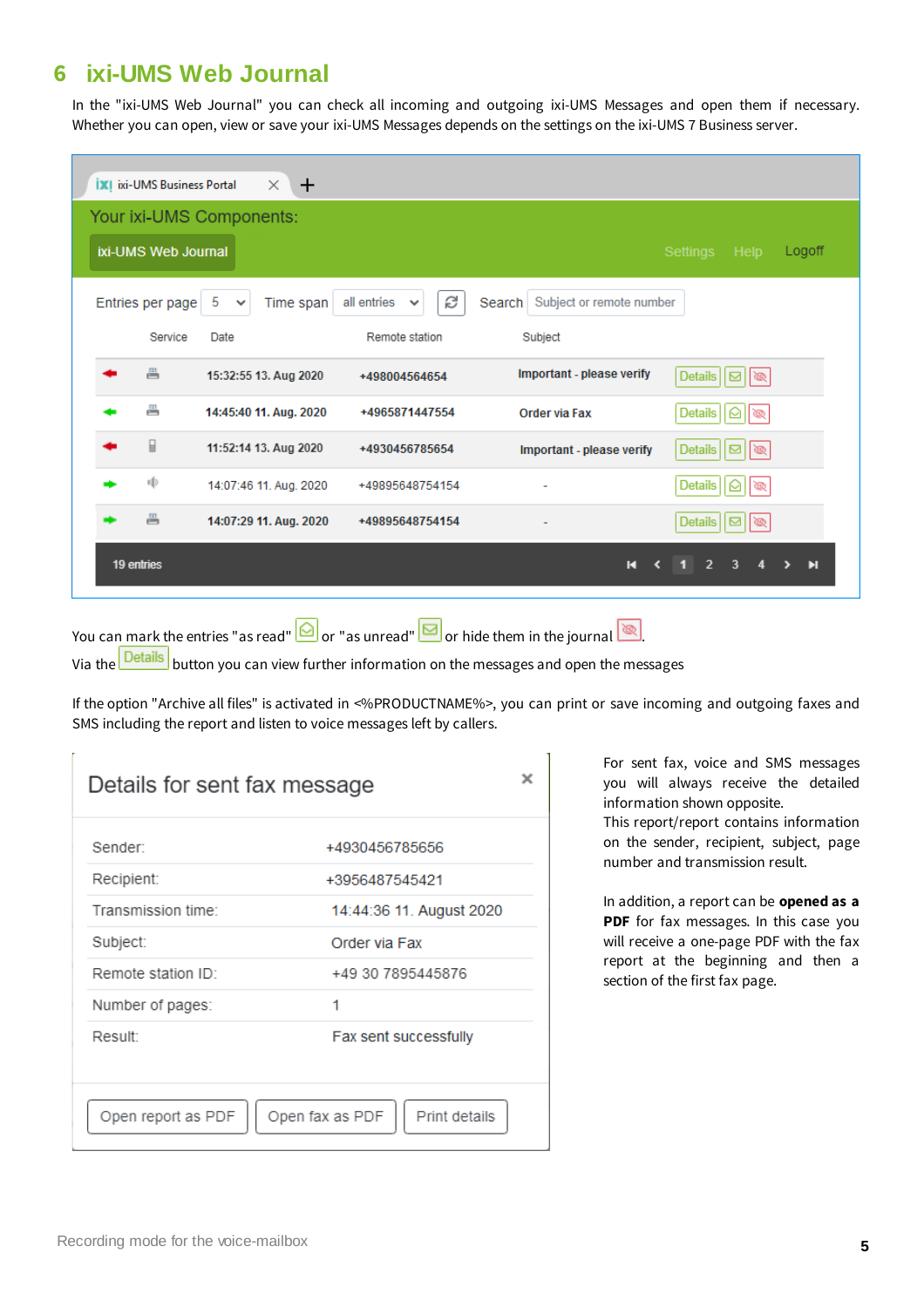# 6 ixi-UMS Web Journal

In the "ixi-UMS Web Journal" you can check all incoming and outgoing ixi-UMS Messages and open them if necessary. Whether you can open, view or save your ixi-UMS Messages depends on the settings on the ixi-UMS 7 Business server.

You can mark the entries "as read" or "as unread" or hide them in the journal .

Via the Details button you can view further information on the messages and open the messages

If the option "Archive all files" is activated in <%PRODUCTNAME%>, you can print or save incoming and outgoing faxes and SMS including the report and listen to voice messages left by callers.

For sent fax, voice and SMS messages you will always receive the detailed information shown opposite.

This report/report contains information on the sender, recipient, subject, page number and transmission result.

In addition, a report can be **opened as a PDF** for fax messages. In this case you will receive a one-page PDF with the fax report at the beginning and then a section of the first fax page.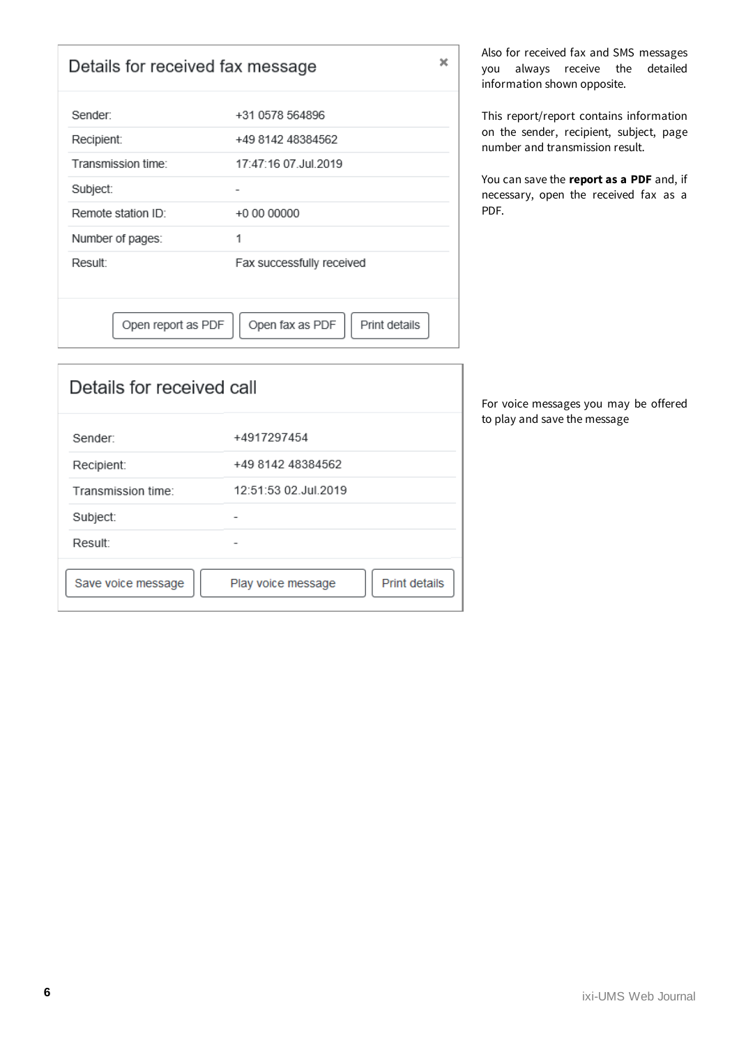## Details for received fax message

| | |
|---|---|
| Sender: | +31 0578 564896 |
| Recipient: | +49 8142 48384562 |
| Transmission time: | 17:47:16 07.Jul.2019 |
| Subject: | - |
| Remote station ID: | +0 00 00000 |
| Number of pages: | 1 |
| Result: | Fax successfully received |

Open report as PDF | Open fax as PDF | Print details

Also for received fax and SMS messages you always receive the detailed information shown opposite.

This report/report contains information on the sender, recipient, subject, page number and transmission result.

You can save the **report as a PDF** and, if necessary, open the received fax as a PDF.

## Details for received call

| | |
|---|---|
| Sender: | +4917297454 |
| Recipient: | +49 8142 48384562 |
| Transmission time: | 12:51:53 02.Jul.2019 |
| Subject: | - |
| Result: | - |

Save voice message | Play voice message | Print details

For voice messages you may be offered to play and save the message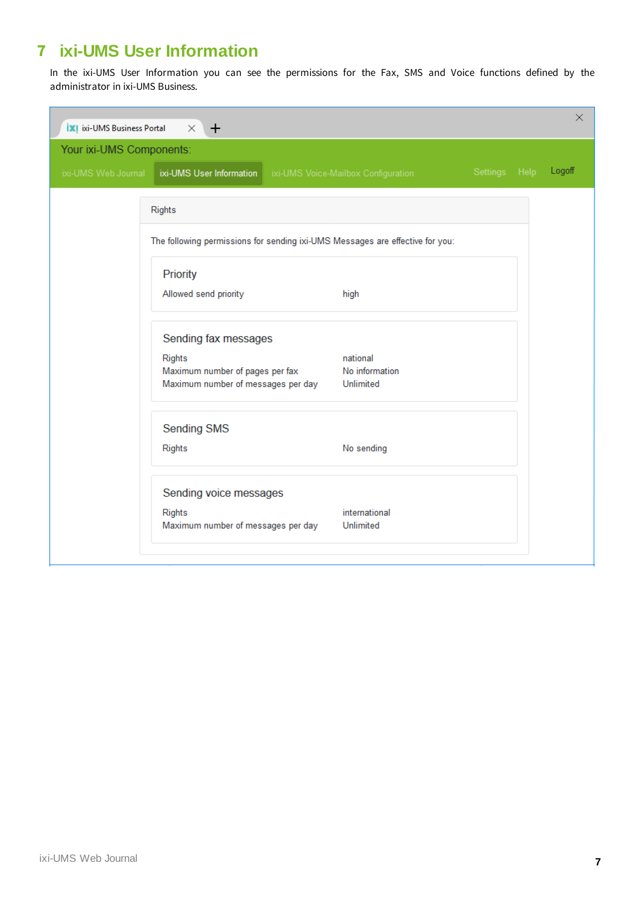# 7 ixi-UMS User Information

In the ixi-UMS User Information you can see the permissions for the Fax, SMS and Voice functions defined by the administrator in ixi-UMS Business.

ixi-UMS Business Portal

Your ixi-UMS Components:

ixi-UMS Web Journal | ixi-UMS User Information | ixi-UMS Voice-Mailbox Configuration | Settings | Help | Logoff

Rights

The following permissions for sending ixi-UMS Messages are effective for you:

**Priority**

| | |
|---|---|
| Allowed send priority | high |

**Sending fax messages**

| | |
|---|---|
| Rights | national |
| Maximum number of pages per fax | No information |
| Maximum number of messages per day | Unlimited |

**Sending SMS**

| | |
|---|---|
| Rights | No sending |

**Sending voice messages**

| | |
|---|---|
| Rights | international |
| Maximum number of messages per day | Unlimited |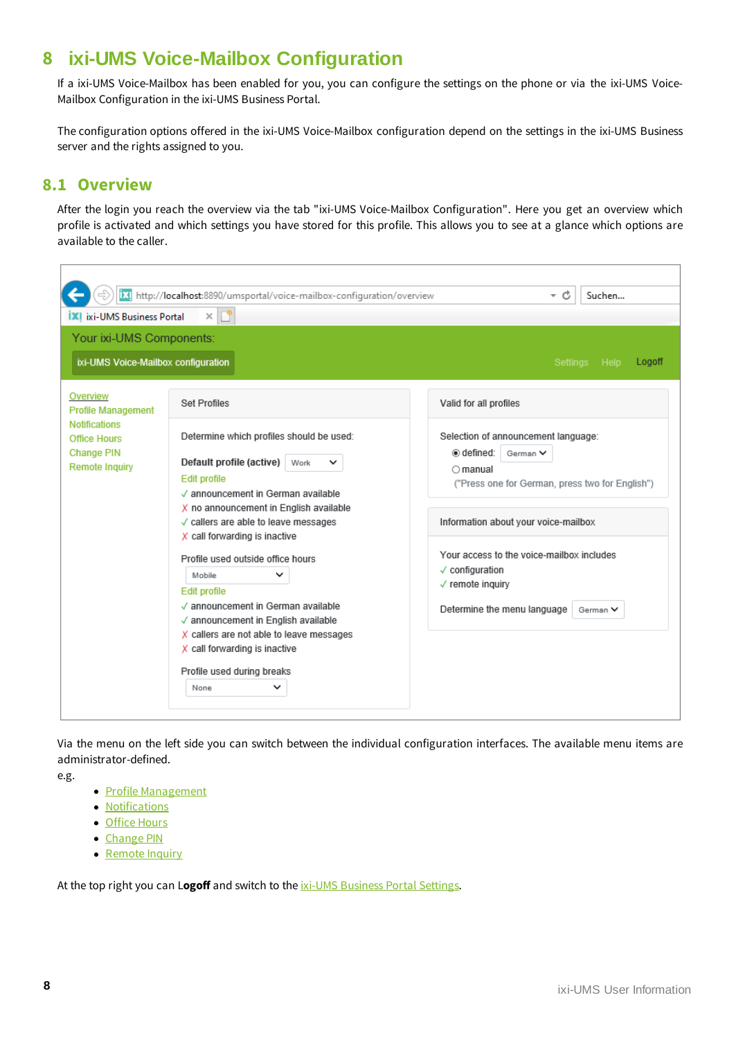# 8 ixi-UMS Voice-Mailbox Configuration

If a ixi-UMS Voice-Mailbox has been enabled for you, you can configure the settings on the phone or via the ixi-UMS Voice-Mailbox Configuration in the ixi-UMS Business Portal.

The configuration options offered in the ixi-UMS Voice-Mailbox configuration depend on the settings in the ixi-UMS Business server and the rights assigned to you.

## 8.1 Overview

After the login you reach the overview via the tab "ixi-UMS Voice-Mailbox Configuration". Here you get an overview which profile is activated and which settings you have stored for this profile. This allows you to see at a glance which options are available to the caller.

Via the menu on the left side you can switch between the individual configuration interfaces. The available menu items are administrator-defined.

e.g.

- Profile Management
- Notifications
- Office Hours
- Change PIN
- Remote Inquiry

At the top right you can **Logoff** and switch to the ixi-UMS Business Portal Settings.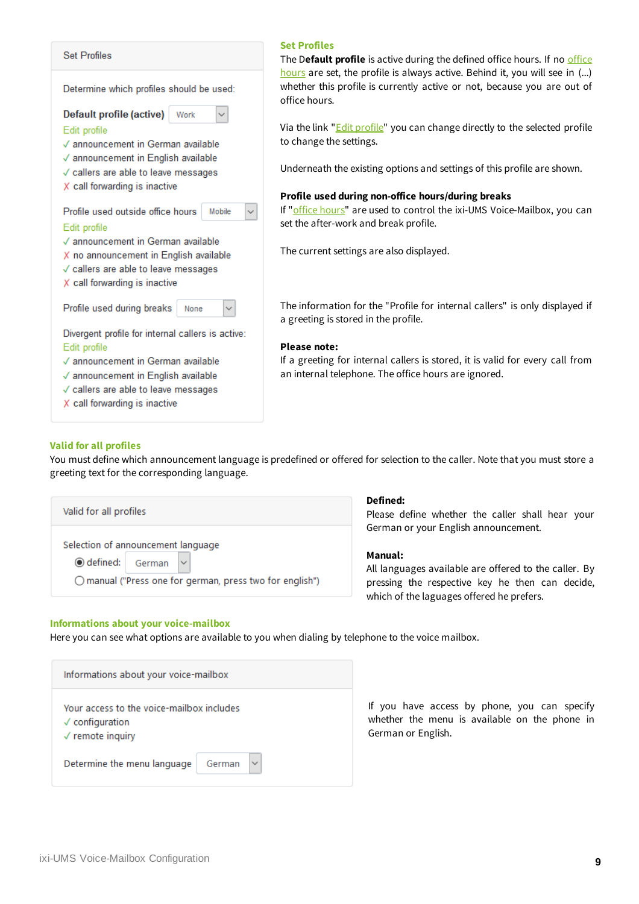Set Profiles

Determine which profiles should be used:

**Default profile (active)** Work

Edit profile
✓ announcement in German available
✓ announcement in English available
✓ callers are able to leave messages
✗ call forwarding is inactive

Profile used outside office hours Mobile

Edit profile
✓ announcement in German available
✗ no announcement in English available
✓ callers are able to leave messages
✗ call forwarding is inactive

Profile used during breaks None

Divergent profile for internal callers is active:

Edit profile
✓ announcement in German available
✓ announcement in English available
✓ callers are able to leave messages
✗ call forwarding is inactive

### Set Profiles

The **Default profile** is active during the defined office hours. If no office hours are set, the profile is always active. Behind it, you will see in (...) whether this profile is currently active or not, because you are out of office hours.

Via the link "Edit profile" you can change directly to the selected profile to change the settings.

Underneath the existing options and settings of this profile are shown.

**Profile used during non-office hours/during breaks**
If "office hours" are used to control the ixi-UMS Voice-Mailbox, you can set the after-work and break profile.

The current settings are also displayed.

The information for the "Profile for internal callers" is only displayed if a greeting is stored in the profile.

**Please note:**
If a greeting for internal callers is stored, it is valid for every call from an internal telephone. The office hours are ignored.

### Valid for all profiles

You must define which announcement language is predefined or offered for selection to the caller. Note that you must store a greeting text for the corresponding language.

Valid for all profiles

Selection of announcement language
◉ defined: German
○ manual ("Press one for german, press two for english")

**Defined:**
Please define whether the caller shall hear your German or your English announcement.

**Manual:**
All languages available are offered to the caller. By pressing the respective key he then can decide, which of the laguages offered he prefers.

### Informations about your voice-mailbox

Here you can see what options are available to you when dialing by telephone to the voice mailbox.

Informations about your voice-mailbox

Your access to the voice-mailbox includes
✓ configuration
✓ remote inquiry

Determine the menu language German

If you have access by phone, you can specify whether the menu is available on the phone in German or English.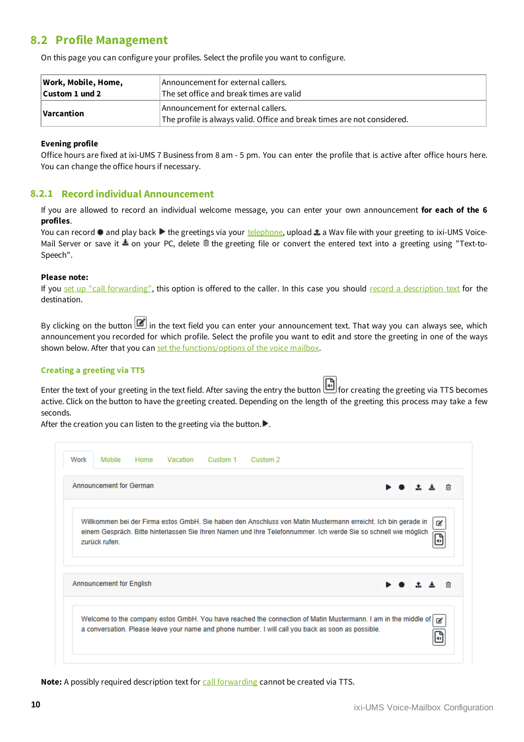## 8.2 Profile Management

On this page you can configure your profiles. Select the profile you want to configure.

| **Work, Mobile, Home, Custom 1 und 2** | Announcement for external callers.<br>The set office and break times are valid |
|---|---|
| **Varcantion** | Announcement for external callers.<br>The profile is always valid. Office and break times are not considered. |

**Evening profile**
Office hours are fixed at ixi-UMS 7 Business from 8 am - 5 pm. You can enter the profile that is active after office hours here. You can change the office hours if necessary.

### 8.2.1 Record individual Announcement

If you are allowed to record an individual welcome message, you can enter your own announcement **for each of the 6 profiles**.
You can record ● and play back ▶ the greetings via your telephone, upload a Wav file with your greeting to ixi-UMS Voice-Mail Server or save it on your PC, delete the greeting file or convert the entered text into a greeting using "Text-to-Speech".

**Please note:**
If you set up "call forwarding", this option is offered to the caller. In this case you should record a description text for the destination.

By clicking on the button in the text field you can enter your announcement text. That way you can always see, which announcement you recorded for which profile. Select the profile you want to edit and store the greeting in one of the ways shown below. After that you can set the functions/options of the voice mailbox.

#### Creating a greeting via TTS

Enter the text of your greeting in the text field. After saving the entry the button for creating the greeting via TTS becomes active. Click on the button to have the greeting created. Depending on the length of the greeting this process may take a few seconds.
After the creation you can listen to the greeting via the button.▶.

Work | Mobile | Home | Vacation | Custom 1 | Custom 2

Announcement for German

Willkommen bei der Firma estos GmbH. Sie haben den Anschluss von Matin Mustermann erreicht. Ich bin gerade in einem Gespräch. Bitte hinterlassen Sie Ihren Namen und Ihre Telefonnummer. Ich werde Sie so schnell wie möglich zurück rufen.

Announcement for English

Welcome to the company estos GmbH. You have reached the connection of Matin Mustermann. I am in the middle of a conversation. Please leave your name and phone number. I will call you back as soon as possible.

**Note:** A possibly required description text for call forwarding cannot be created via TTS.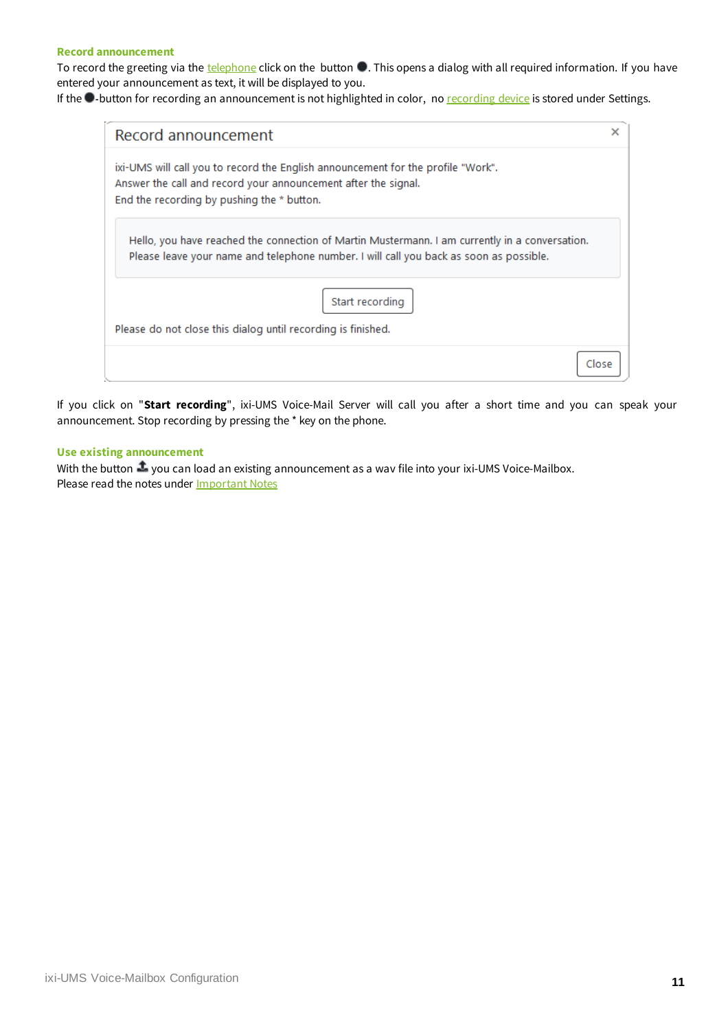### Record announcement

To record the greeting via the telephone click on the button ●. This opens a dialog with all required information. If you have entered your announcement as text, it will be displayed to you.

If the ●-button for recording an announcement is not highlighted in color, no recording device is stored under Settings.

> **Record announcement** ×
>
> ixi-UMS will call you to record the English announcement for the profile "Work".
> Answer the call and record your announcement after the signal.
> End the recording by pushing the * button.
>
> Hello, you have reached the connection of Martin Mustermann. I am currently in a conversation. Please leave your name and telephone number. I will call you back as soon as possible.
>
> [Start recording]
>
> Please do not close this dialog until recording is finished.
>
> [Close]

If you click on "**Start recording**", ixi-UMS Voice-Mail Server will call you after a short time and you can speak your announcement. Stop recording by pressing the * key on the phone.

### Use existing announcement

With the button you can load an existing announcement as a wav file into your ixi-UMS Voice-Mailbox.
Please read the notes under Important Notes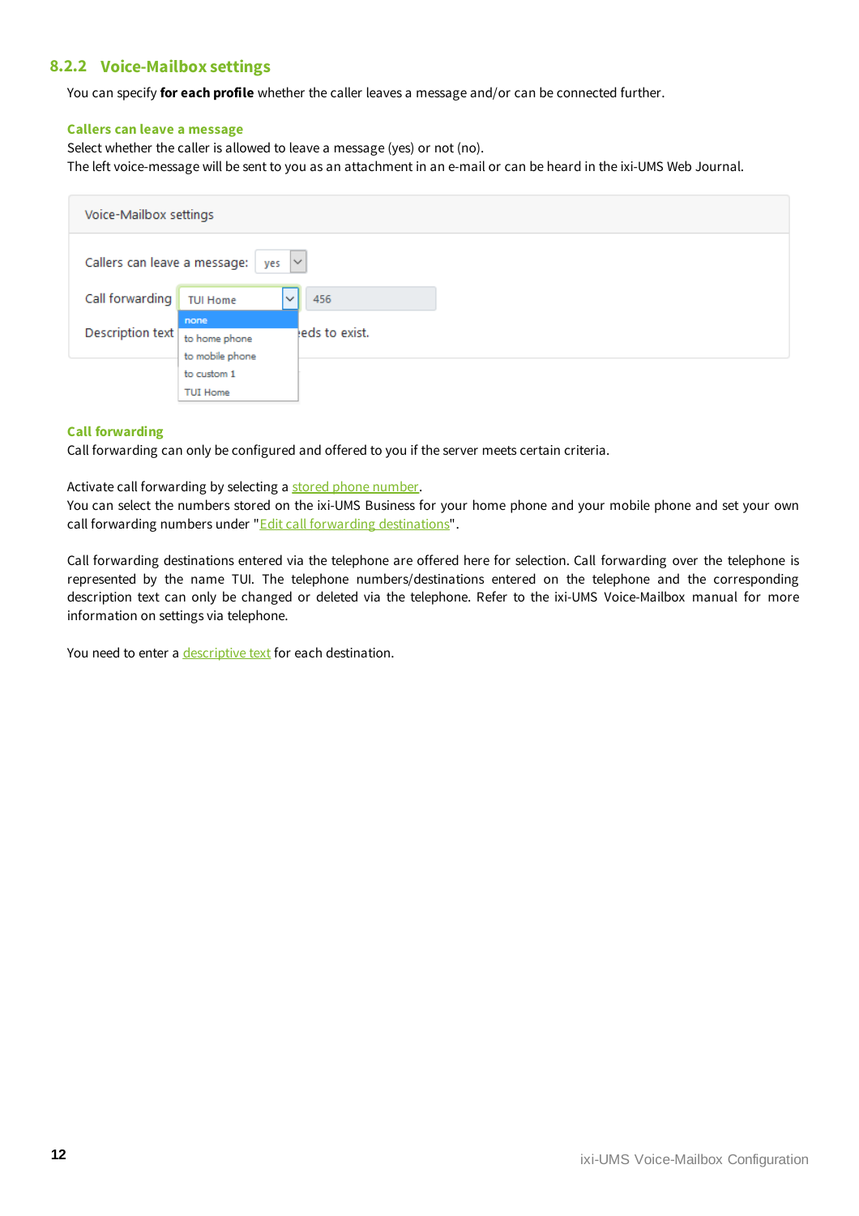### 8.2.2 Voice-Mailbox settings

You can specify **for each profile** whether the caller leaves a message and/or can be connected further.

#### Callers can leave a message

Select whether the caller is allowed to leave a message (yes) or not (no).
The left voice-message will be sent to you as an attachment in an e-mail or can be heard in the ixi-UMS Web Journal.

#### Call forwarding

Call forwarding can only be configured and offered to you if the server meets certain criteria.

Activate call forwarding by selecting a stored phone number.
You can select the numbers stored on the ixi-UMS Business for your home phone and your mobile phone and set your own call forwarding numbers under "Edit call forwarding destinations".

Call forwarding destinations entered via the telephone are offered here for selection. Call forwarding over the telephone is represented by the name TUI. The telephone numbers/destinations entered on the telephone and the corresponding description text can only be changed or deleted via the telephone. Refer to the ixi-UMS Voice-Mailbox manual for more information on settings via telephone.

You need to enter a descriptive text for each destination.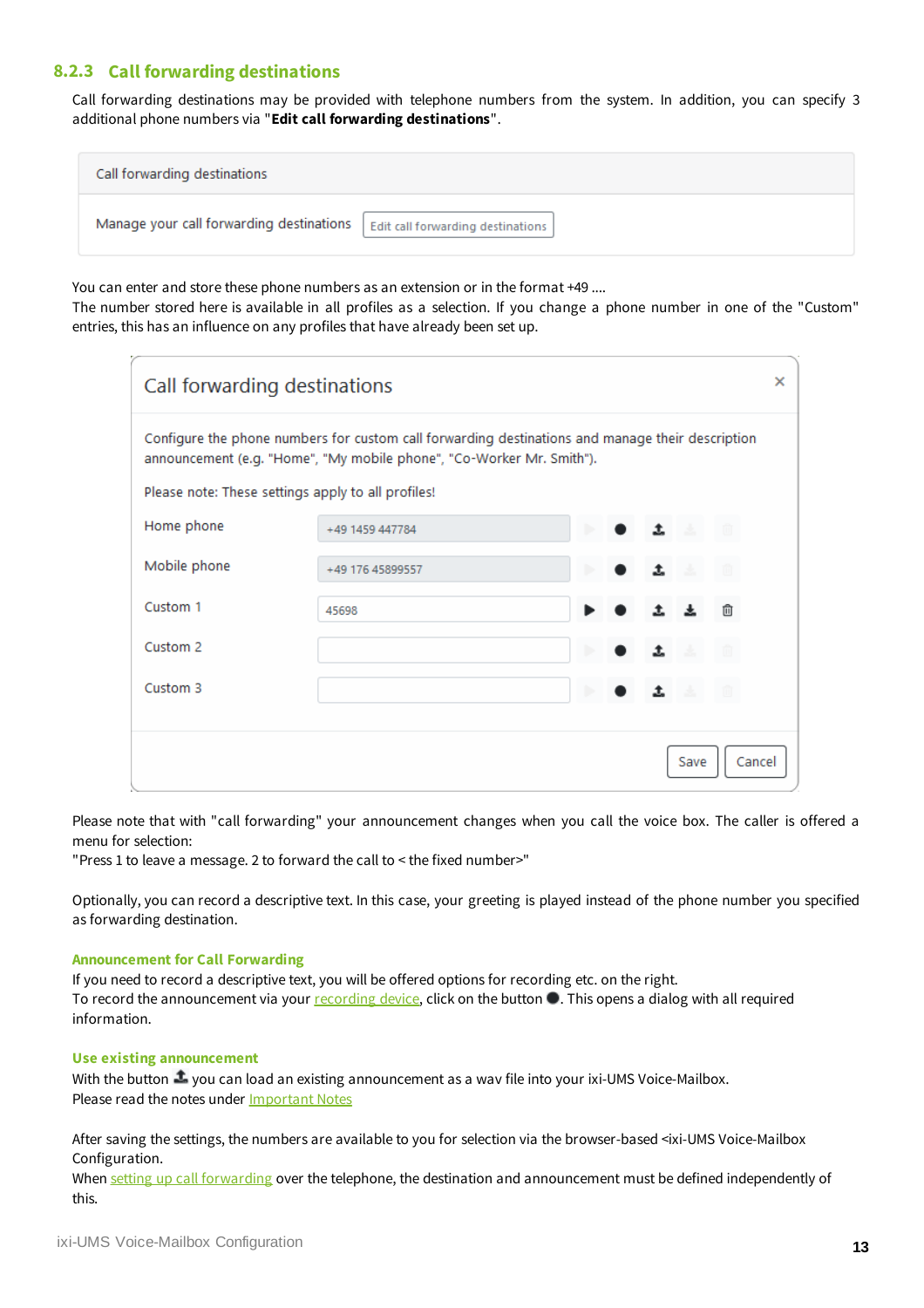### 8.2.3 Call forwarding destinations

Call forwarding destinations may be provided with telephone numbers from the system. In addition, you can specify 3 additional phone numbers via "**Edit call forwarding destinations**".

| Call forwarding destinations | |
|---|---|
| Manage your call forwarding destinations | Edit call forwarding destinations |

You can enter and store these phone numbers as an extension or in the format +49 ....
The number stored here is available in all profiles as a selection. If you change a phone number in one of the "Custom" entries, this has an influence on any profiles that have already been set up.

**Call forwarding destinations**

Configure the phone numbers for custom call forwarding destinations and manage their description announcement (e.g. "Home", "My mobile phone", "Co-Worker Mr. Smith").

Please note: These settings apply to all profiles!

| | |
|---|---|
| Home phone | +49 1459 447784 |
| Mobile phone | +49 176 45899557 |
| Custom 1 | 45698 |
| Custom 2 | |
| Custom 3 | |

Save | Cancel

Please note that with "call forwarding" your announcement changes when you call the voice box. The caller is offered a menu for selection:
"Press 1 to leave a message. 2 to forward the call to < the fixed number>"

Optionally, you can record a descriptive text. In this case, your greeting is played instead of the phone number you specified as forwarding destination.

#### Announcement for Call Forwarding

If you need to record a descriptive text, you will be offered options for recording etc. on the right.
To record the announcement via your recording device, click on the button ●. This opens a dialog with all required information.

#### Use existing announcement

With the button you can load an existing announcement as a wav file into your ixi-UMS Voice-Mailbox.
Please read the notes under Important Notes

After saving the settings, the numbers are available to you for selection via the browser-based <ixi-UMS Voice-Mailbox Configuration.
When setting up call forwarding over the telephone, the destination and announcement must be defined independently of this.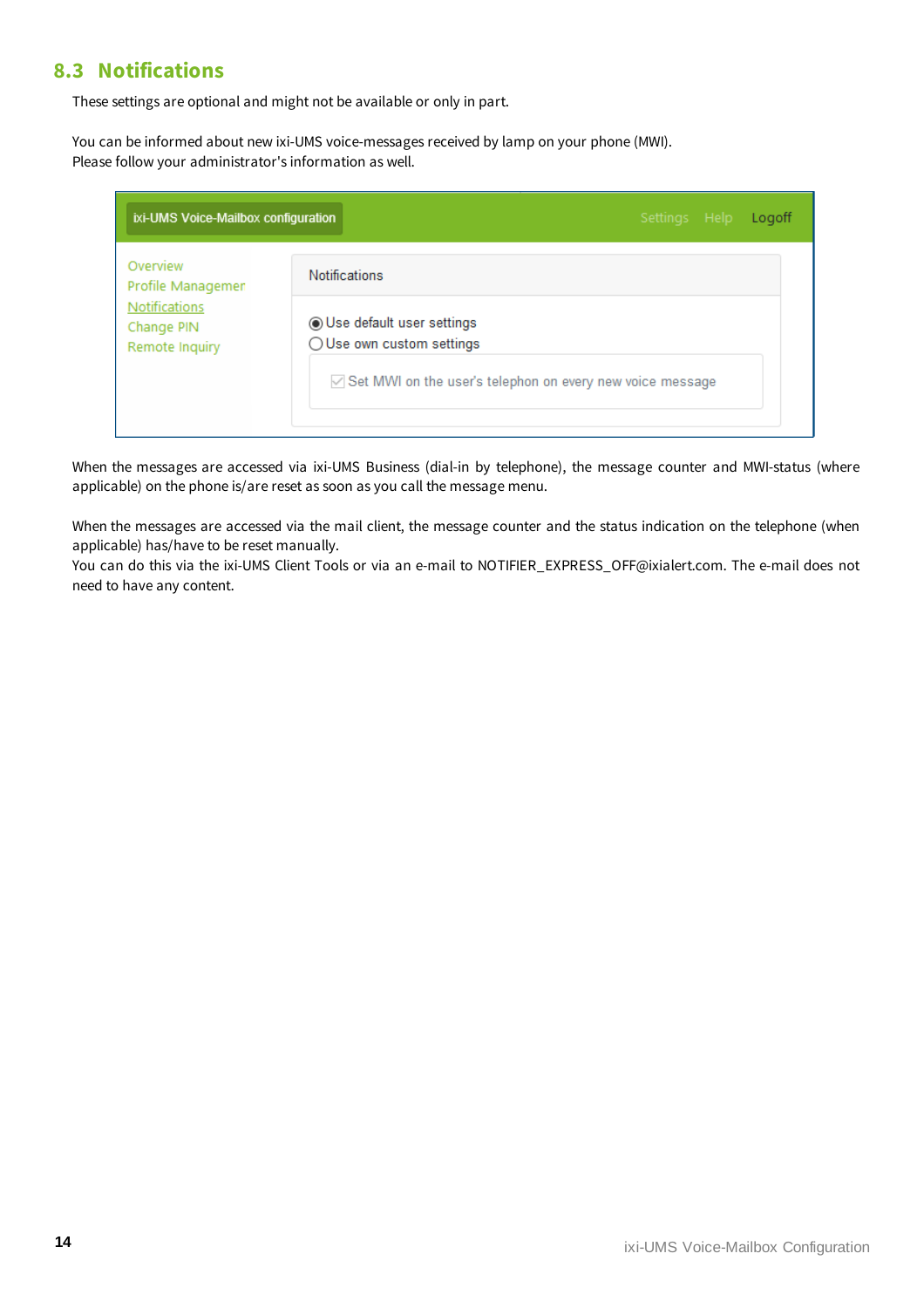## 8.3 Notifications

These settings are optional and might not be available or only in part.

You can be informed about new ixi-UMS voice-messages received by lamp on your phone (MWI).
Please follow your administrator's information as well.

When the messages are accessed via ixi-UMS Business (dial-in by telephone), the message counter and MWI-status (where applicable) on the phone is/are reset as soon as you call the message menu.

When the messages are accessed via the mail client, the message counter and the status indication on the telephone (when applicable) has/have to be reset manually.
You can do this via the ixi-UMS Client Tools or via an e-mail to NOTIFIER_EXPRESS_OFF@ixialert.com. The e-mail does not need to have any content.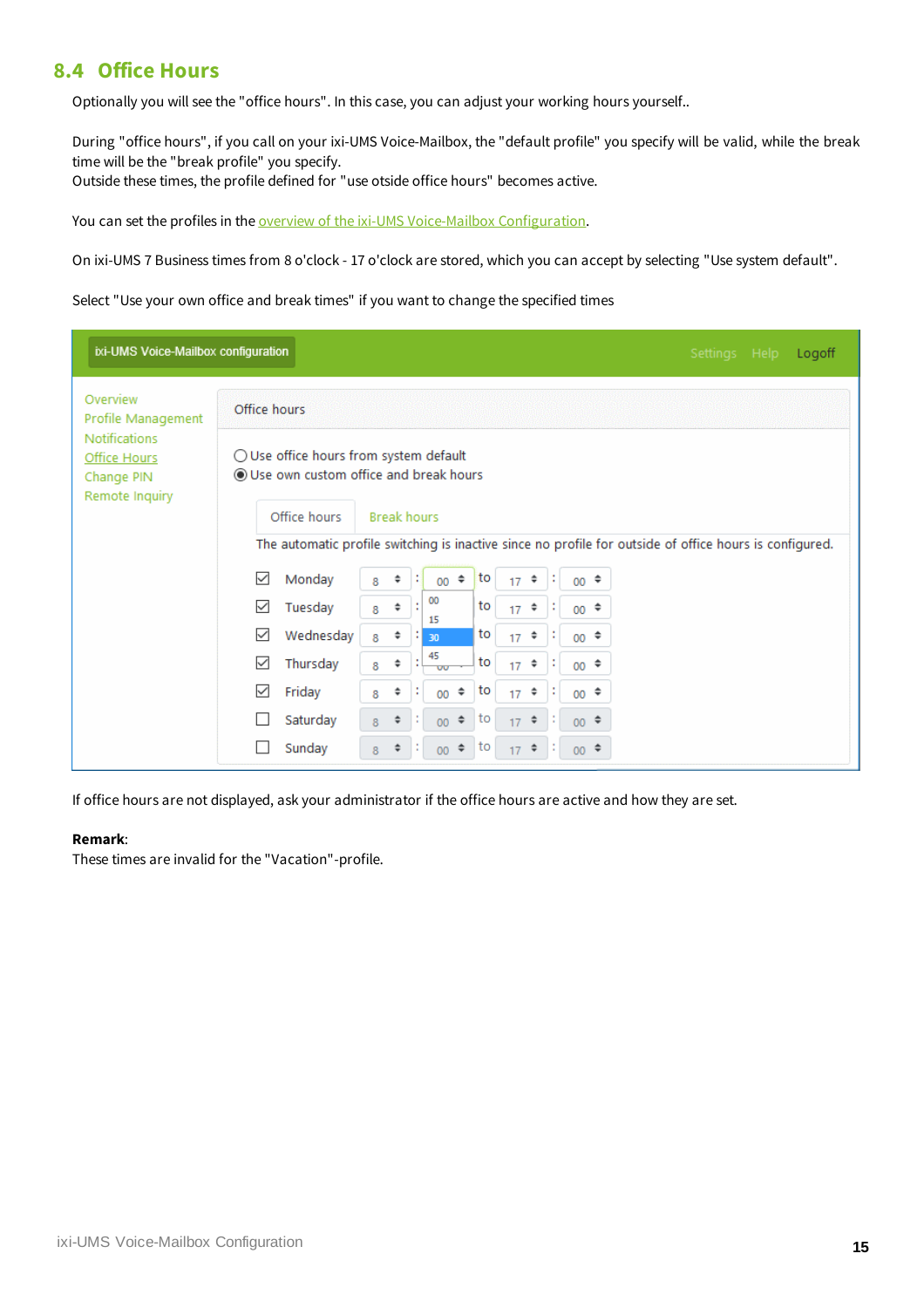## 8.4 Office Hours

Optionally you will see the "office hours". In this case, you can adjust your working hours yourself..

During "office hours", if you call on your ixi-UMS Voice-Mailbox, the "default profile" you specify will be valid, while the break time will be the "break profile" you specify.
Outside these times, the profile defined for "use otside office hours" becomes active.

You can set the profiles in the overview of the ixi-UMS Voice-Mailbox Configuration.

On ixi-UMS 7 Business times from 8 o'clock - 17 o'clock are stored, which you can accept by selecting "Use system default".

Select "Use your own office and break times" if you want to change the specified times

If office hours are not displayed, ask your administrator if the office hours are active and how they are set.

**Remark**:
These times are invalid for the "Vacation"-profile.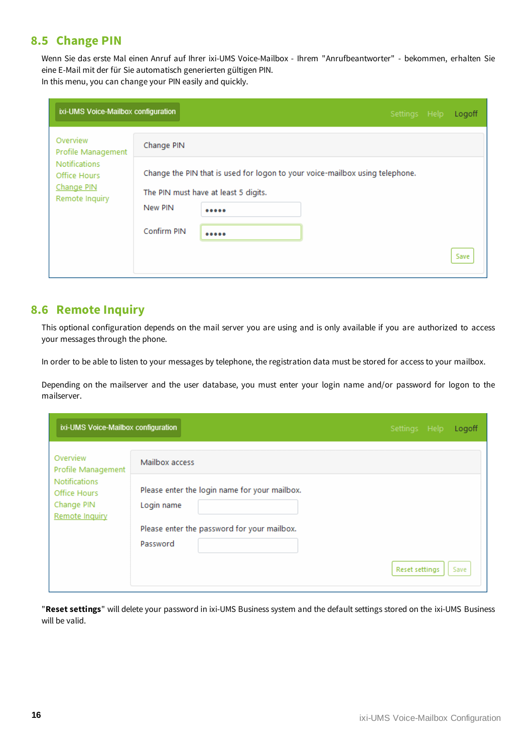## 8.5 Change PIN

Wenn Sie das erste Mal einen Anruf auf Ihrer ixi-UMS Voice-Mailbox - Ihrem "Anrufbeantworter" - bekommen, erhalten Sie eine E-Mail mit der für Sie automatisch generierten gültigen PIN.
In this menu, you can change your PIN easily and quickly.

ixi-UMS Voice-Mailbox configuration — Settings Help Logoff

- Overview
- Profile Management
- Notifications
- Office Hours
- Change PIN
- Remote Inquiry

Change PIN

Change the PIN that is used for logon to your voice-mailbox using telephone.

The PIN must have at least 5 digits.

New PIN •••••

Confirm PIN •••••

Save

## 8.6 Remote Inquiry

This optional configuration depends on the mail server you are using and is only available if you are authorized to access your messages through the phone.

In order to be able to listen to your messages by telephone, the registration data must be stored for access to your mailbox.

Depending on the mailserver and the user database, you must enter your login name and/or password for logon to the mailserver.

ixi-UMS Voice-Mailbox configuration — Settings Help Logoff

- Overview
- Profile Management
- Notifications
- Office Hours
- Change PIN
- Remote Inquiry

Mailbox access

Please enter the login name for your mailbox.

Login name

Please enter the password for your mailbox.

Password

Reset settings Save

"**Reset settings**" will delete your password in ixi-UMS Business system and the default settings stored on the ixi-UMS Business will be valid.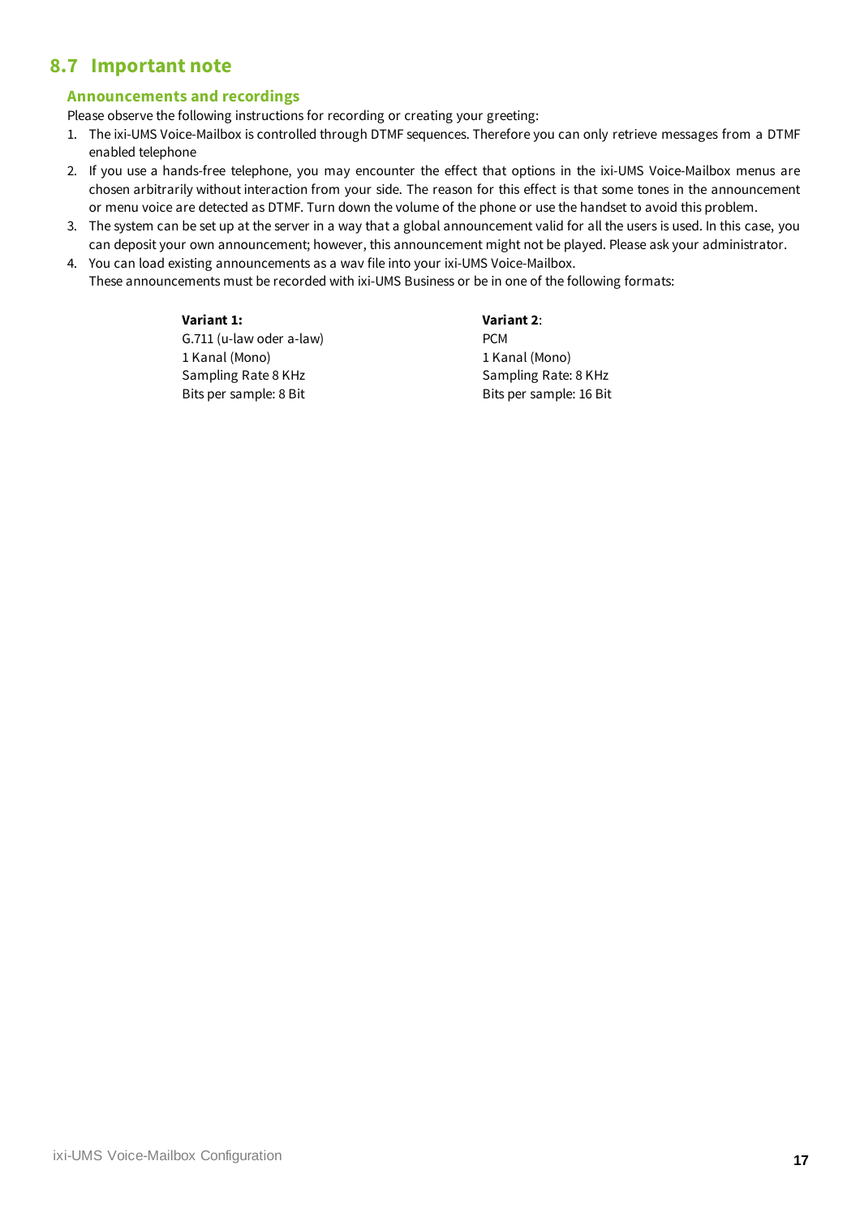## 8.7 Important note

### Announcements and recordings

Please observe the following instructions for recording or creating your greeting:

1. The ixi-UMS Voice-Mailbox is controlled through DTMF sequences. Therefore you can only retrieve messages from a DTMF enabled telephone
2. If you use a hands-free telephone, you may encounter the effect that options in the ixi-UMS Voice-Mailbox menus are chosen arbitrarily without interaction from your side. The reason for this effect is that some tones in the announcement or menu voice are detected as DTMF. Turn down the volume of the phone or use the handset to avoid this problem.
3. The system can be set up at the server in a way that a global announcement valid for all the users is used. In this case, you can deposit your own announcement; however, this announcement might not be played. Please ask your administrator.
4. You can load existing announcements as a wav file into your ixi-UMS Voice-Mailbox.
   These announcements must be recorded with ixi-UMS Business or be in one of the following formats:

   **Variant 1:**
   G.711 (u-law oder a-law)
   1 Kanal (Mono)
   Sampling Rate 8 KHz
   Bits per sample: 8 Bit

   **Variant 2**:
   PCM
   1 Kanal (Mono)
   Sampling Rate: 8 KHz
   Bits per sample: 16 Bit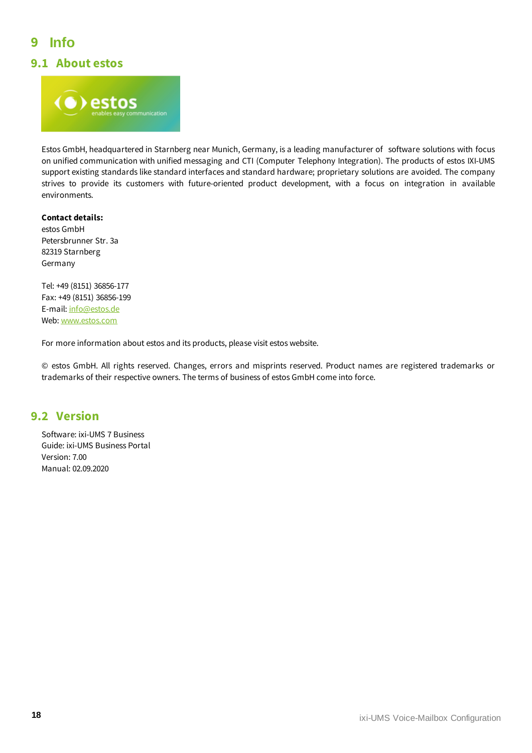# 9 Info

## 9.1 About estos

Estos GmbH, headquartered in Starnberg near Munich, Germany, is a leading manufacturer of software solutions with focus on unified communication with unified messaging and CTI (Computer Telephony Integration). The products of estos IXI-UMS support existing standards like standard interfaces and standard hardware; proprietary solutions are avoided. The company strives to provide its customers with future-oriented product development, with a focus on integration in available environments.

**Contact details:**
estos GmbH
Petersbrunner Str. 3a
82319 Starnberg
Germany

Tel: +49 (8151) 36856-177
Fax: +49 (8151) 36856-199
E-mail: info@estos.de
Web: www.estos.com

For more information about estos and its products, please visit estos website.

© estos GmbH. All rights reserved. Changes, errors and misprints reserved. Product names are registered trademarks or trademarks of their respective owners. The terms of business of estos GmbH come into force.

## 9.2 Version

Software: ixi-UMS 7 Business
Guide: ixi-UMS Business Portal
Version: 7.00
Manual: 02.09.2020